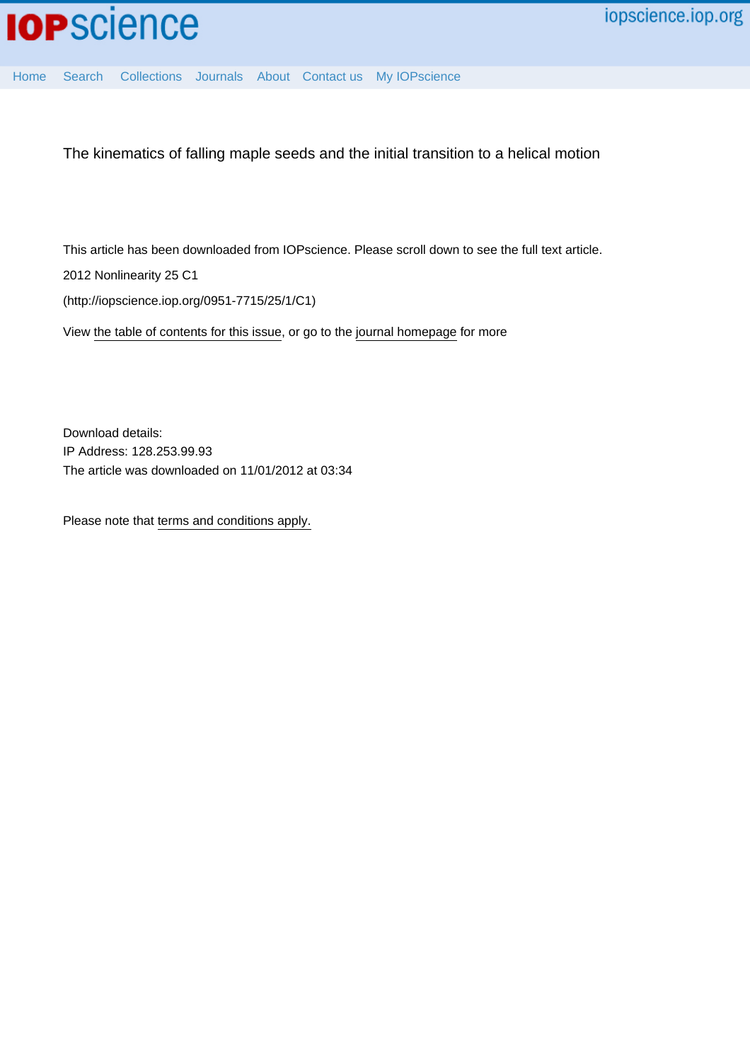IOPscience iopscience.iop.org

Home Search Collections Journals About Contact us My IOPscience

# The kinematics of falling maple seeds and the initial transition to a helical motion

This article has been downloaded from IOPscience. Please scroll down to see the full text article.

2012 Nonlinearity 25 C1

(http://iopscience.iop.org/0951-7715/25/1/C1)

View the table of contents for this issue, or go to the journal homepage for more

Download details:
IP Address: 128.253.99.93
The article was downloaded on 11/01/2012 at 03:34

Please note that terms and conditions apply.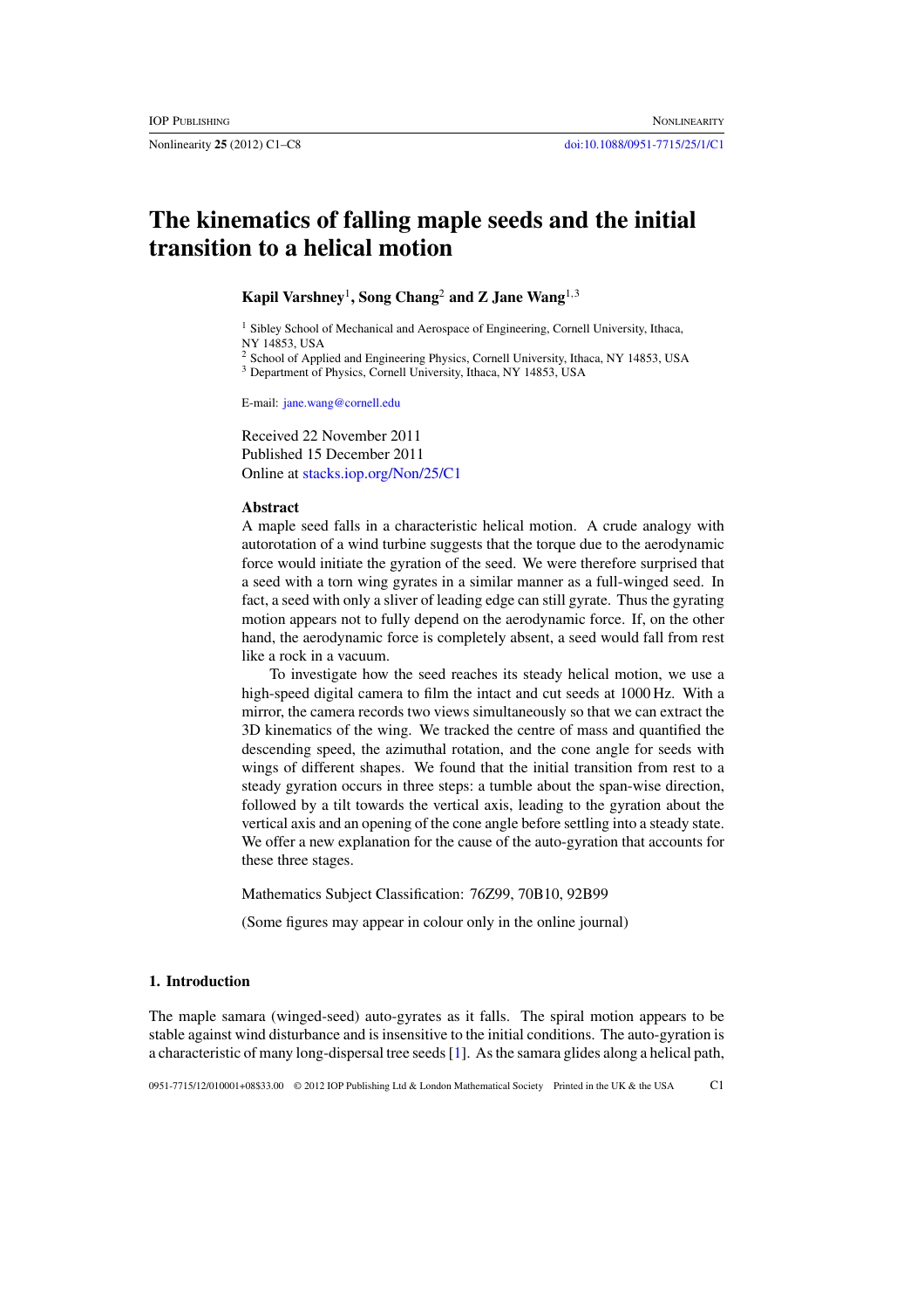# The kinematics of falling maple seeds and the initial transition to a helical motion

**Kapil Varshney**[1], **Song Chang**[2] **and Z Jane Wang**[1,3]

[1] Sibley School of Mechanical and Aerospace of Engineering, Cornell University, Ithaca, NY 14853, USA

[2] School of Applied and Engineering Physics, Cornell University, Ithaca, NY 14853, USA

[3] Department of Physics, Cornell University, Ithaca, NY 14853, USA

E-mail: jane.wang@cornell.edu

Received 22 November 2011

Published 15 December 2011

Online at stacks.iop.org/Non/25/C1

## Abstract

A maple seed falls in a characteristic helical motion. A crude analogy with autorotation of a wind turbine suggests that the torque due to the aerodynamic force would initiate the gyration of the seed. We were therefore surprised that a seed with a torn wing gyrates in a similar manner as a full-winged seed. In fact, a seed with only a sliver of leading edge can still gyrate. Thus the gyrating motion appears not to fully depend on the aerodynamic force. If, on the other hand, the aerodynamic force is completely absent, a seed would fall from rest like a rock in a vacuum.

To investigate how the seed reaches its steady helical motion, we use a high-speed digital camera to film the intact and cut seeds at 1000 Hz. With a mirror, the camera records two views simultaneously so that we can extract the 3D kinematics of the wing. We tracked the centre of mass and quantified the descending speed, the azimuthal rotation, and the cone angle for seeds with wings of different shapes. We found that the initial transition from rest to a steady gyration occurs in three steps: a tumble about the span-wise direction, followed by a tilt towards the vertical axis, leading to the gyration about the vertical axis and an opening of the cone angle before settling into a steady state. We offer a new explanation for the cause of the auto-gyration that accounts for these three stages.

Mathematics Subject Classification: 76Z99, 70B10, 92B99

(Some figures may appear in colour only in the online journal)

## 1. Introduction

The maple samara (winged-seed) auto-gyrates as it falls. The spiral motion appears to be stable against wind disturbance and is insensitive to the initial conditions. The auto-gyration is a characteristic of many long-dispersal tree seeds [1]. As the samara glides along a helical path,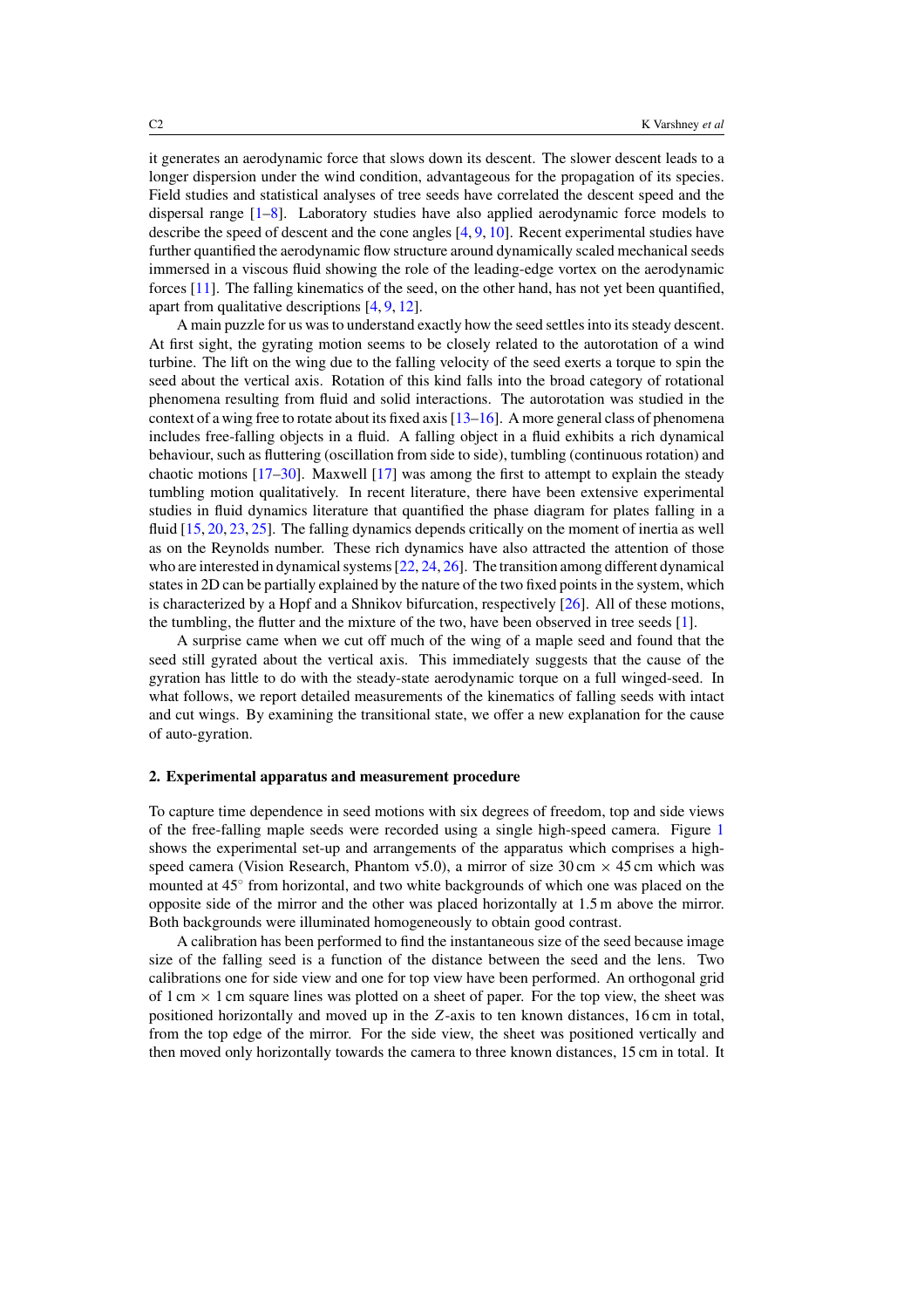it generates an aerodynamic force that slows down its descent. The slower descent leads to a longer dispersion under the wind condition, advantageous for the propagation of its species. Field studies and statistical analyses of tree seeds have correlated the descent speed and the dispersal range [1–8]. Laboratory studies have also applied aerodynamic force models to describe the speed of descent and the cone angles [4, 9, 10]. Recent experimental studies have further quantified the aerodynamic flow structure around dynamically scaled mechanical seeds immersed in a viscous fluid showing the role of the leading-edge vortex on the aerodynamic forces [11]. The falling kinematics of the seed, on the other hand, has not yet been quantified, apart from qualitative descriptions [4, 9, 12].

A main puzzle for us was to understand exactly how the seed settles into its steady descent. At first sight, the gyrating motion seems to be closely related to the autorotation of a wind turbine. The lift on the wing due to the falling velocity of the seed exerts a torque to spin the seed about the vertical axis. Rotation of this kind falls into the broad category of rotational phenomena resulting from fluid and solid interactions. The autorotation was studied in the context of a wing free to rotate about its fixed axis [13–16]. A more general class of phenomena includes free-falling objects in a fluid. A falling object in a fluid exhibits a rich dynamical behaviour, such as fluttering (oscillation from side to side), tumbling (continuous rotation) and chaotic motions [17–30]. Maxwell [17] was among the first to attempt to explain the steady tumbling motion qualitatively. In recent literature, there have been extensive experimental studies in fluid dynamics literature that quantified the phase diagram for plates falling in a fluid [15, 20, 23, 25]. The falling dynamics depends critically on the moment of inertia as well as on the Reynolds number. These rich dynamics have also attracted the attention of those who are interested in dynamical systems [22, 24, 26]. The transition among different dynamical states in 2D can be partially explained by the nature of the two fixed points in the system, which is characterized by a Hopf and a Shnikov bifurcation, respectively [26]. All of these motions, the tumbling, the flutter and the mixture of the two, have been observed in tree seeds [1].

A surprise came when we cut off much of the wing of a maple seed and found that the seed still gyrated about the vertical axis. This immediately suggests that the cause of the gyration has little to do with the steady-state aerodynamic torque on a full winged-seed. In what follows, we report detailed measurements of the kinematics of falling seeds with intact and cut wings. By examining the transitional state, we offer a new explanation for the cause of auto-gyration.

## 2. Experimental apparatus and measurement procedure

To capture time dependence in seed motions with six degrees of freedom, top and side views of the free-falling maple seeds were recorded using a single high-speed camera. Figure 1 shows the experimental set-up and arrangements of the apparatus which comprises a high-speed camera (Vision Research, Phantom v5.0), a mirror of size 30 cm $\times$ 45 cm which was mounted at 45° from horizontal, and two white backgrounds of which one was placed on the opposite side of the mirror and the other was placed horizontally at 1.5 m above the mirror. Both backgrounds were illuminated homogeneously to obtain good contrast.

A calibration has been performed to find the instantaneous size of the seed because image size of the falling seed is a function of the distance between the seed and the lens. Two calibrations one for side view and one for top view have been performed. An orthogonal grid of 1 cm $\times$ 1 cm square lines was plotted on a sheet of paper. For the top view, the sheet was positioned horizontally and moved up in the $Z$-axis to ten known distances, 16 cm in total, from the top edge of the mirror. For the side view, the sheet was positioned vertically and then moved only horizontally towards the camera to three known distances, 15 cm in total. It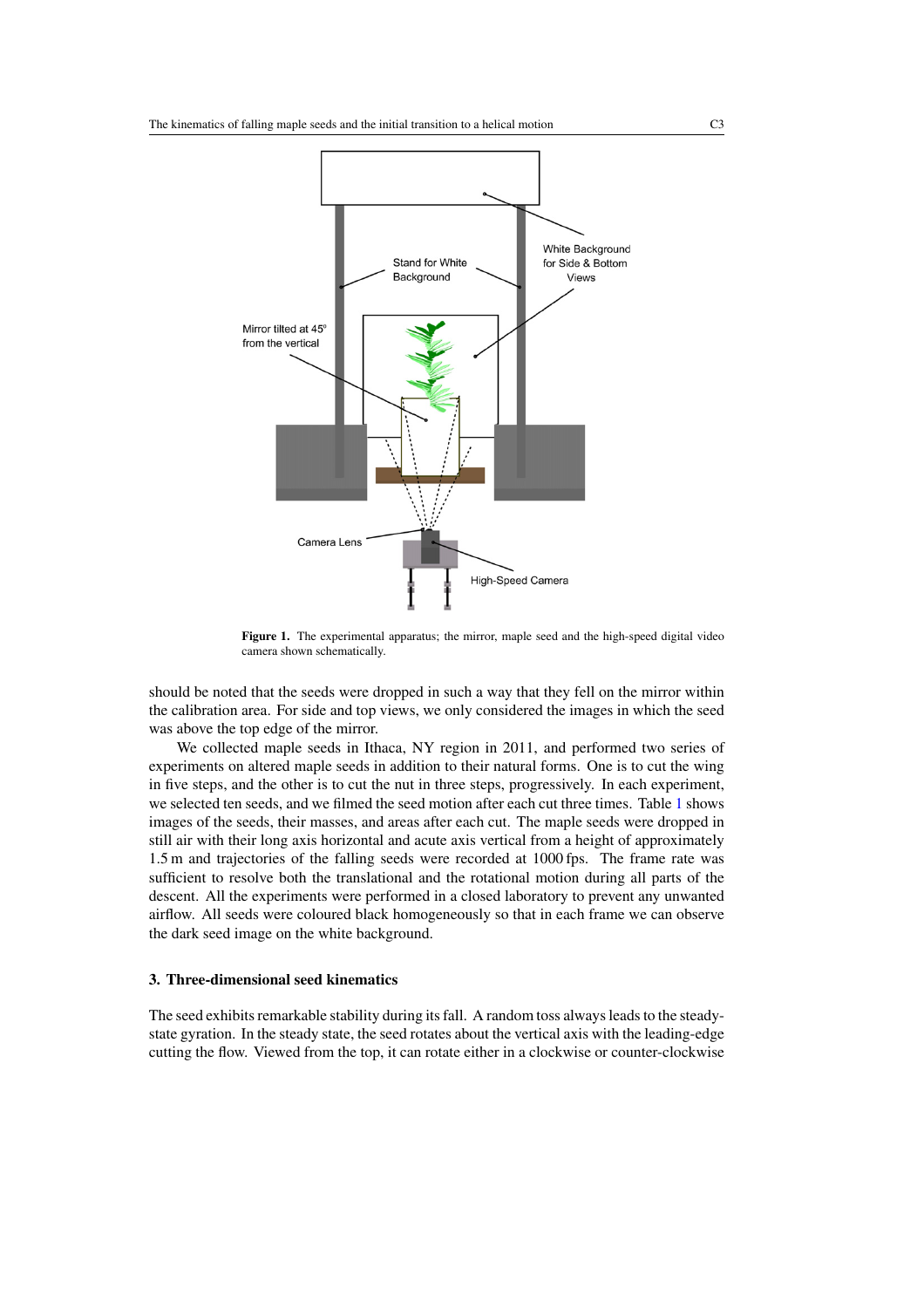**Figure 1.** The experimental apparatus; the mirror, maple seed and the high-speed digital video camera shown schematically.

should be noted that the seeds were dropped in such a way that they fell on the mirror within the calibration area. For side and top views, we only considered the images in which the seed was above the top edge of the mirror.

We collected maple seeds in Ithaca, NY region in 2011, and performed two series of experiments on altered maple seeds in addition to their natural forms. One is to cut the wing in five steps, and the other is to cut the nut in three steps, progressively. In each experiment, we selected ten seeds, and we filmed the seed motion after each cut three times. Table 1 shows images of the seeds, their masses, and areas after each cut. The maple seeds were dropped in still air with their long axis horizontal and acute axis vertical from a height of approximately 1.5 m and trajectories of the falling seeds were recorded at 1000 fps. The frame rate was sufficient to resolve both the translational and the rotational motion during all parts of the descent. All the experiments were performed in a closed laboratory to prevent any unwanted airflow. All seeds were coloured black homogeneously so that in each frame we can observe the dark seed image on the white background.

### 3. Three-dimensional seed kinematics

The seed exhibits remarkable stability during its fall. A random toss always leads to the steady-state gyration. In the steady state, the seed rotates about the vertical axis with the leading-edge cutting the flow. Viewed from the top, it can rotate either in a clockwise or counter-clockwise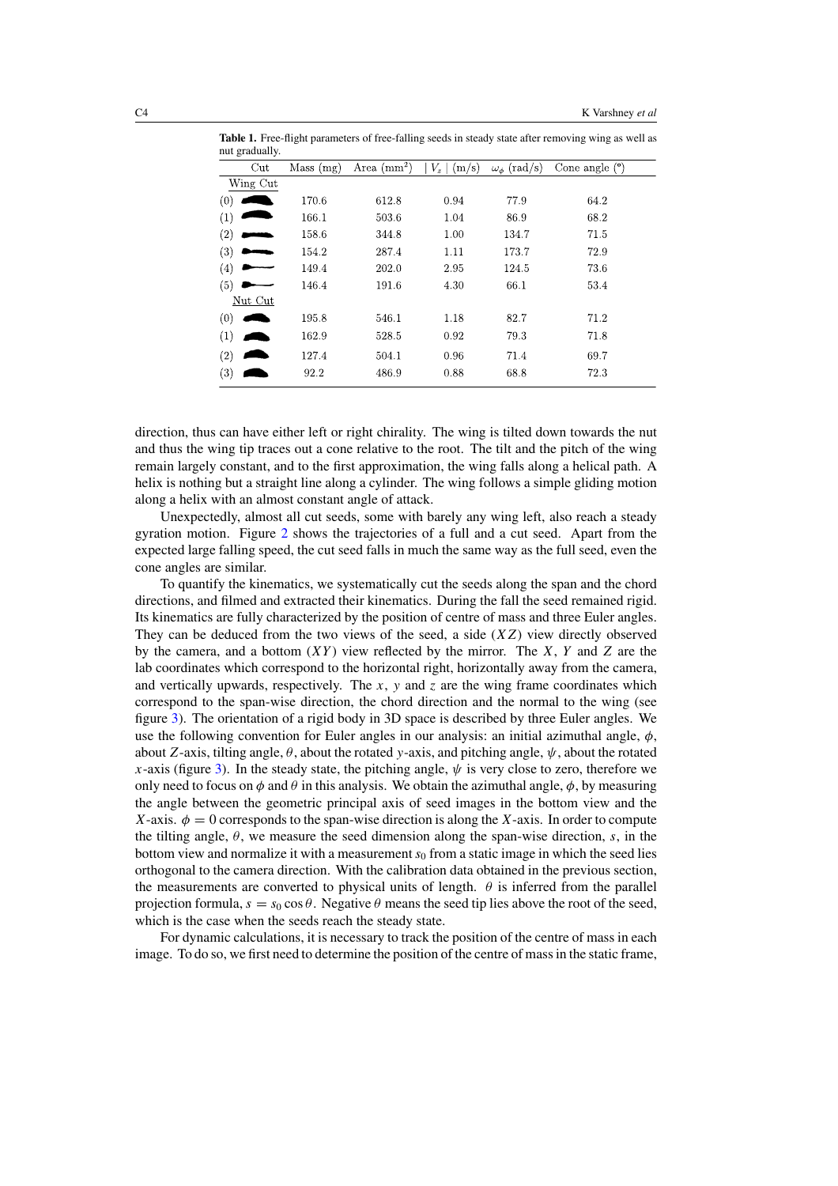**Table 1.** Free-flight parameters of free-falling seeds in steady state after removing wing as well as nut gradually.

| Cut | Mass (mg) | Area (mm$^2$) | $\mid V_z \mid$ (m/s) | $\omega_\phi$ (rad/s) | Cone angle (°) |
|---|---|---|---|---|---|
| Wing Cut | | | | | |
| (0) | 170.6 | 612.8 | 0.94 | 77.9 | 64.2 |
| (1) | 166.1 | 503.6 | 1.04 | 86.9 | 68.2 |
| (2) | 158.6 | 344.8 | 1.00 | 134.7 | 71.5 |
| (3) | 154.2 | 287.4 | 1.11 | 173.7 | 72.9 |
| (4) | 149.4 | 202.0 | 2.95 | 124.5 | 73.6 |
| (5) | 146.4 | 191.6 | 4.30 | 66.1 | 53.4 |
| Nut Cut | | | | | |
| (0) | 195.8 | 546.1 | 1.18 | 82.7 | 71.2 |
| (1) | 162.9 | 528.5 | 0.92 | 79.3 | 71.8 |
| (2) | 127.4 | 504.1 | 0.96 | 71.4 | 69.7 |
| (3) | 92.2 | 486.9 | 0.88 | 68.8 | 72.3 |

direction, thus can have either left or right chirality. The wing is tilted down towards the nut and thus the wing tip traces out a cone relative to the root. The tilt and the pitch of the wing remain largely constant, and to the first approximation, the wing falls along a helical path. A helix is nothing but a straight line along a cylinder. The wing follows a simple gliding motion along a helix with an almost constant angle of attack.

Unexpectedly, almost all cut seeds, some with barely any wing left, also reach a steady gyration motion. Figure 2 shows the trajectories of a full and a cut seed. Apart from the expected large falling speed, the cut seed falls in much the same way as the full seed, even the cone angles are similar.

To quantify the kinematics, we systematically cut the seeds along the span and the chord directions, and filmed and extracted their kinematics. During the fall the seed remained rigid. Its kinematics are fully characterized by the position of centre of mass and three Euler angles. They can be deduced from the two views of the seed, a side ($XZ$) view directly observed by the camera, and a bottom ($XY$) view reflected by the mirror. The $X$, $Y$ and $Z$ are the lab coordinates which correspond to the horizontal right, horizontally away from the camera, and vertically upwards, respectively. The $x$, $y$ and $z$ are the wing frame coordinates which correspond to the span-wise direction, the chord direction and the normal to the wing (see figure 3). The orientation of a rigid body in 3D space is described by three Euler angles. We use the following convention for Euler angles in our analysis: an initial azimuthal angle, $\phi$, about $Z$-axis, tilting angle, $\theta$, about the rotated $y$-axis, and pitching angle, $\psi$, about the rotated $x$-axis (figure 3). In the steady state, the pitching angle, $\psi$ is very close to zero, therefore we only need to focus on $\phi$ and $\theta$ in this analysis. We obtain the azimuthal angle, $\phi$, by measuring the angle between the geometric principal axis of seed images in the bottom view and the $X$-axis. $\phi = 0$ corresponds to the span-wise direction is along the $X$-axis. In order to compute the tilting angle, $\theta$, we measure the seed dimension along the span-wise direction, $s$, in the bottom view and normalize it with a measurement $s_0$ from a static image in which the seed lies orthogonal to the camera direction. With the calibration data obtained in the previous section, the measurements are converted to physical units of length. $\theta$ is inferred from the parallel projection formula, $s = s_0 \cos\theta$. Negative $\theta$ means the seed tip lies above the root of the seed, which is the case when the seeds reach the steady state.

For dynamic calculations, it is necessary to track the position of the centre of mass in each image. To do so, we first need to determine the position of the centre of mass in the static frame,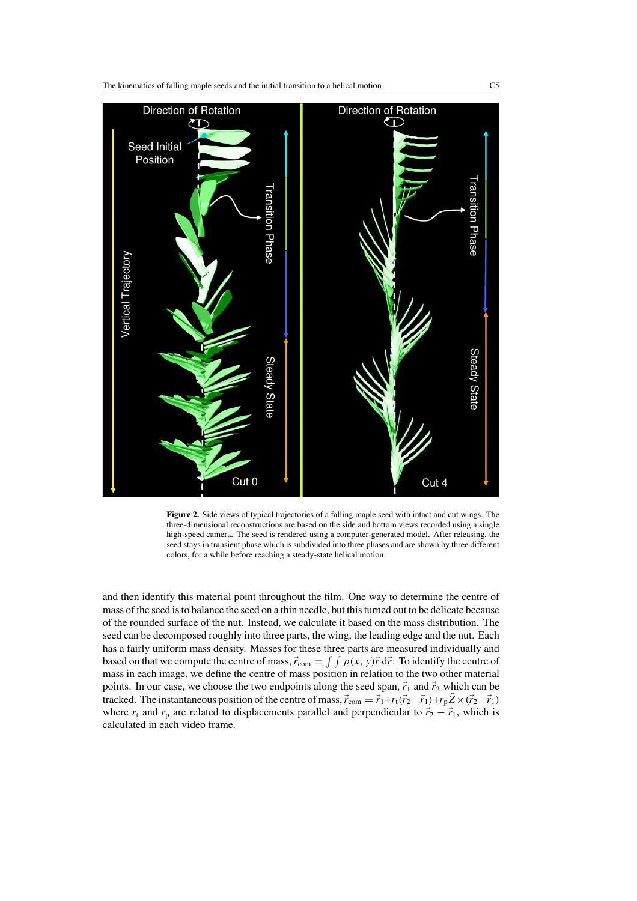**Figure 2.** Side views of typical trajectories of a falling maple seed with intact and cut wings. The three-dimensional reconstructions are based on the side and bottom views recorded using a single high-speed camera. The seed is rendered using a computer-generated model. After releasing, the seed stays in transient phase which is subdivided into three phases and are shown by three different colors, for a while before reaching a steady-state helical motion.

and then identify this material point throughout the film. One way to determine the centre of mass of the seed is to balance the seed on a thin needle, but this turned out to be delicate because of the rounded surface of the nut. Instead, we calculate it based on the mass distribution. The seed can be decomposed roughly into three parts, the wing, the leading edge and the nut. Each has a fairly uniform mass density. Masses for these three parts are measured individually and based on that we compute the centre of mass, $\vec{r}_{\text{com}} = \int\int \rho(x, y)\vec{r}\, \mathrm{d}\vec{r}$. To identify the centre of mass in each image, we define the centre of mass position in relation to the two other material points. In our case, we choose the two endpoints along the seed span, $\vec{r}_1$ and $\vec{r}_2$ which can be tracked. The instantaneous position of the centre of mass, $\vec{r}_{\text{com}} = \vec{r}_1 + r_{\text{t}}(\vec{r}_2 - \vec{r}_1) + r_{\text{p}}\hat{Z} \times (\vec{r}_2 - \vec{r}_1)$ where $r_{\text{t}}$ and $r_{\text{p}}$ are related to displacements parallel and perpendicular to $\vec{r}_2 - \vec{r}_1$, which is calculated in each video frame.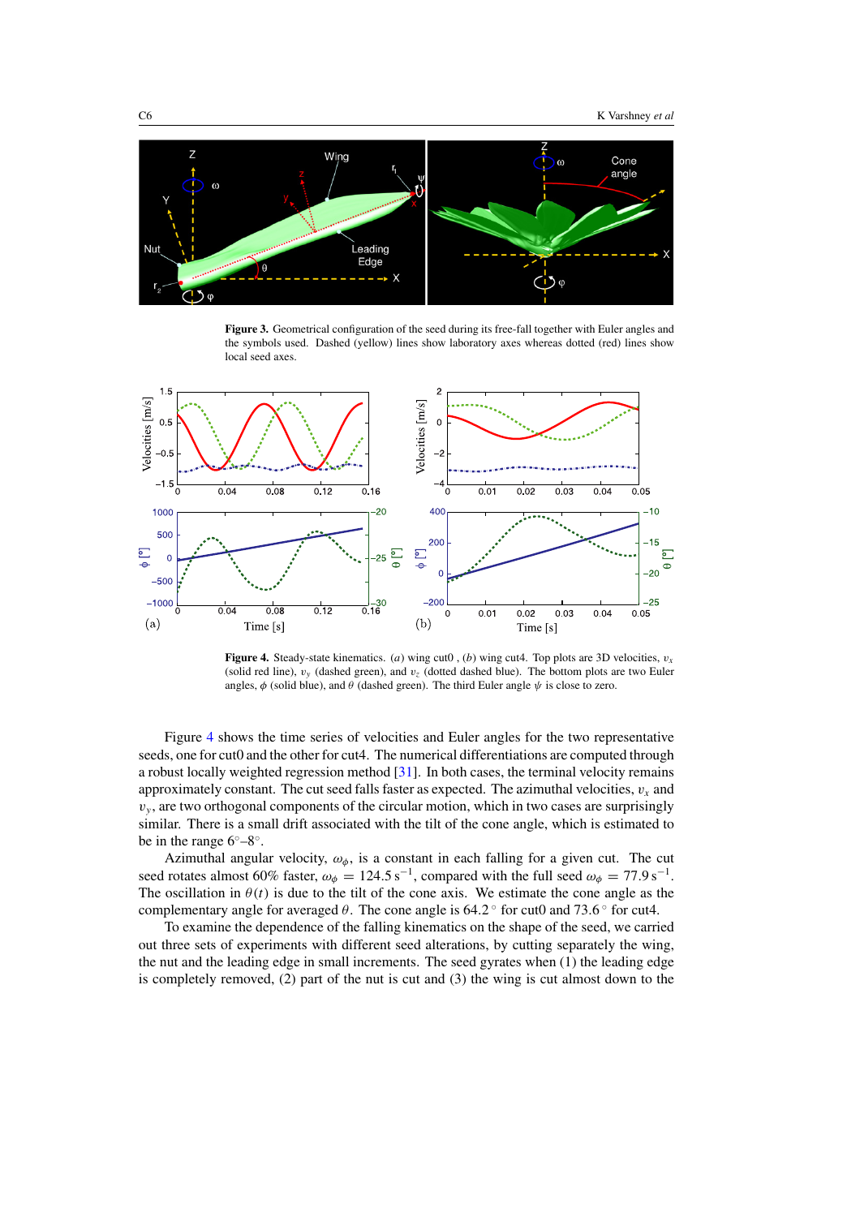**Figure 3.** Geometrical configuration of the seed during its free-fall together with Euler angles and the symbols used. Dashed (yellow) lines show laboratory axes whereas dotted (red) lines show local seed axes.

**Figure 4.** Steady-state kinematics. (*a*) wing cut0 , (*b*) wing cut4. Top plots are 3D velocities, $v_x$ (solid red line), $v_y$ (dashed green), and $v_z$ (dotted dashed blue). The bottom plots are two Euler angles, $\phi$ (solid blue), and $\theta$ (dashed green). The third Euler angle $\psi$ is close to zero.

Figure 4 shows the time series of velocities and Euler angles for the two representative seeds, one for cut0 and the other for cut4. The numerical differentiations are computed through a robust locally weighted regression method [31]. In both cases, the terminal velocity remains approximately constant. The cut seed falls faster as expected. The azimuthal velocities, $v_x$ and $v_y$, are two orthogonal components of the circular motion, which in two cases are surprisingly similar. There is a small drift associated with the tilt of the cone angle, which is estimated to be in the range $6°$–$8°$.

Azimuthal angular velocity, $\omega_\phi$, is a constant in each falling for a given cut. The cut seed rotates almost 60% faster, $\omega_\phi = 124.5\,\mathrm{s}^{-1}$, compared with the full seed $\omega_\phi = 77.9\,\mathrm{s}^{-1}$. The oscillation in $\theta(t)$ is due to the tilt of the cone axis. We estimate the cone angle as the complementary angle for averaged $\theta$. The cone angle is $64.2°$ for cut0 and $73.6°$ for cut4.

To examine the dependence of the falling kinematics on the shape of the seed, we carried out three sets of experiments with different seed alterations, by cutting separately the wing, the nut and the leading edge in small increments. The seed gyrates when (1) the leading edge is completely removed, (2) part of the nut is cut and (3) the wing is cut almost down to the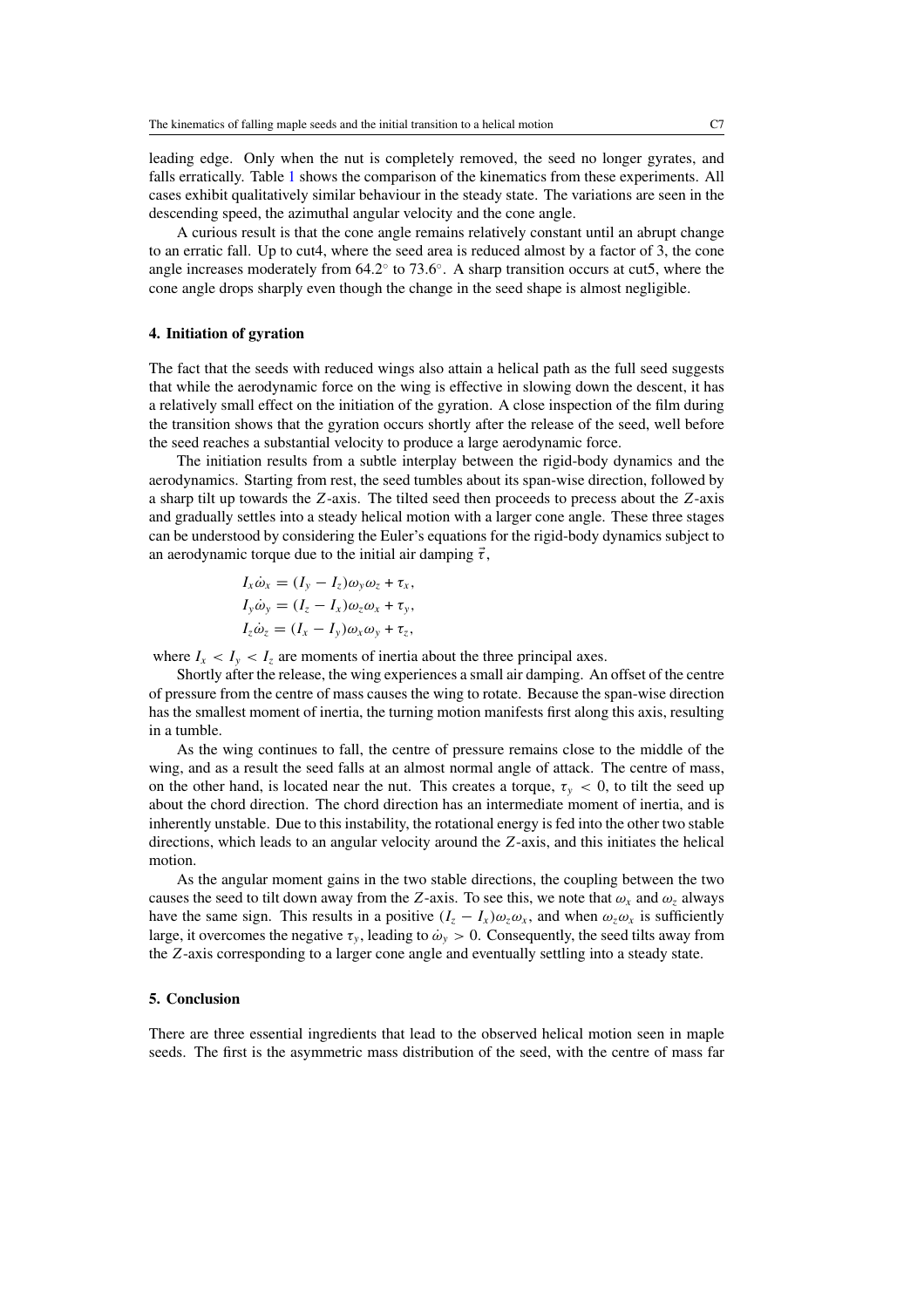leading edge. Only when the nut is completely removed, the seed no longer gyrates, and falls erratically. Table 1 shows the comparison of the kinematics from these experiments. All cases exhibit qualitatively similar behaviour in the steady state. The variations are seen in the descending speed, the azimuthal angular velocity and the cone angle.

A curious result is that the cone angle remains relatively constant until an abrupt change to an erratic fall. Up to cut4, where the seed area is reduced almost by a factor of 3, the cone angle increases moderately from $64.2^\circ$ to $73.6^\circ$. A sharp transition occurs at cut5, where the cone angle drops sharply even though the change in the seed shape is almost negligible.

## 4. Initiation of gyration

The fact that the seeds with reduced wings also attain a helical path as the full seed suggests that while the aerodynamic force on the wing is effective in slowing down the descent, it has a relatively small effect on the initiation of the gyration. A close inspection of the film during the transition shows that the gyration occurs shortly after the release of the seed, well before the seed reaches a substantial velocity to produce a large aerodynamic force.

The initiation results from a subtle interplay between the rigid-body dynamics and the aerodynamics. Starting from rest, the seed tumbles about its span-wise direction, followed by a sharp tilt up towards the $Z$-axis. The tilted seed then proceeds to precess about the $Z$-axis and gradually settles into a steady helical motion with a larger cone angle. These three stages can be understood by considering the Euler's equations for the rigid-body dynamics subject to an aerodynamic torque due to the initial air damping $\vec{\tau}$,

$$
\begin{aligned}
I_x \dot{\omega}_x &= (I_y - I_z)\omega_y \omega_z + \tau_x, \\
I_y \dot{\omega}_y &= (I_z - I_x)\omega_z \omega_x + \tau_y, \\
I_z \dot{\omega}_z &= (I_x - I_y)\omega_x \omega_y + \tau_z,
\end{aligned}
$$

where $I_x < I_y < I_z$ are moments of inertia about the three principal axes.

Shortly after the release, the wing experiences a small air damping. An offset of the centre of pressure from the centre of mass causes the wing to rotate. Because the span-wise direction has the smallest moment of inertia, the turning motion manifests first along this axis, resulting in a tumble.

As the wing continues to fall, the centre of pressure remains close to the middle of the wing, and as a result the seed falls at an almost normal angle of attack. The centre of mass, on the other hand, is located near the nut. This creates a torque, $\tau_y < 0$, to tilt the seed up about the chord direction. The chord direction has an intermediate moment of inertia, and is inherently unstable. Due to this instability, the rotational energy is fed into the other two stable directions, which leads to an angular velocity around the $Z$-axis, and this initiates the helical motion.

As the angular moment gains in the two stable directions, the coupling between the two causes the seed to tilt down away from the $Z$-axis. To see this, we note that $\omega_x$ and $\omega_z$ always have the same sign. This results in a positive $(I_z - I_x)\omega_z \omega_x$, and when $\omega_z \omega_x$ is sufficiently large, it overcomes the negative $\tau_y$, leading to $\dot{\omega}_y > 0$. Consequently, the seed tilts away from the $Z$-axis corresponding to a larger cone angle and eventually settling into a steady state.

## 5. Conclusion

There are three essential ingredients that lead to the observed helical motion seen in maple seeds. The first is the asymmetric mass distribution of the seed, with the centre of mass far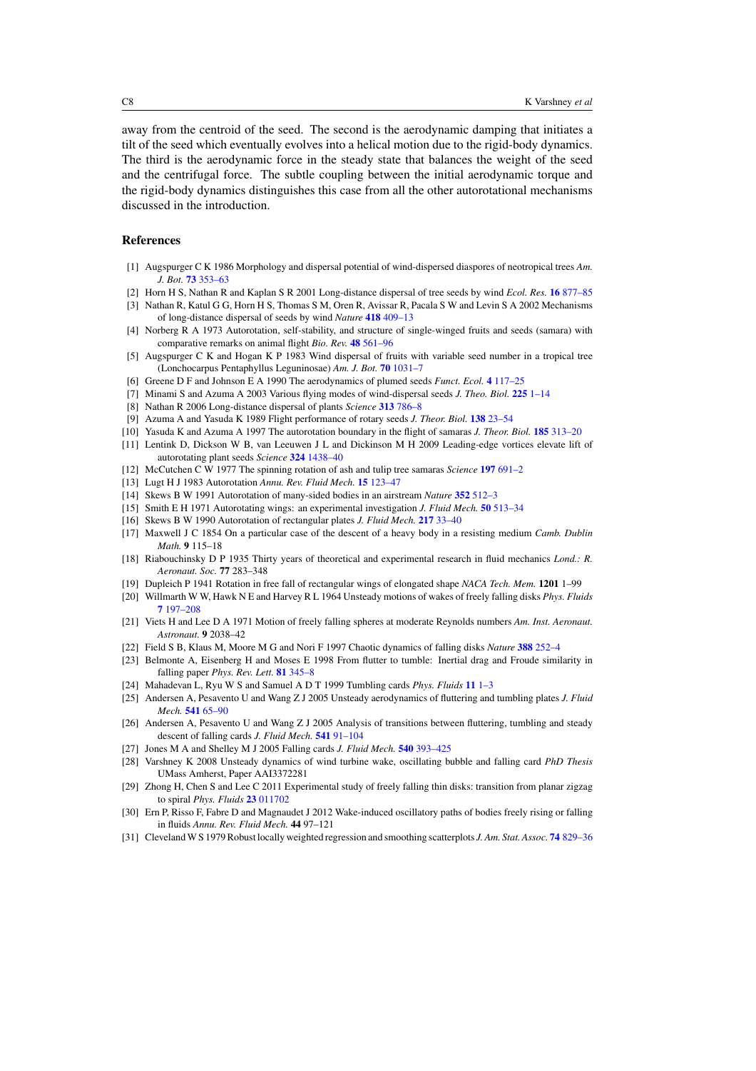away from the centroid of the seed. The second is the aerodynamic damping that initiates a tilt of the seed which eventually evolves into a helical motion due to the rigid-body dynamics. The third is the aerodynamic force in the steady state that balances the weight of the seed and the centrifugal force. The subtle coupling between the initial aerodynamic torque and the rigid-body dynamics distinguishes this case from all the other autorotational mechanisms discussed in the introduction.

## References

[1] Augspurger C K 1986 Morphology and dispersal potential of wind-dispersed diaspores of neotropical trees *Am. J. Bot.* **73** 353–63

[2] Horn H S, Nathan R and Kaplan S R 2001 Long-distance dispersal of tree seeds by wind *Ecol. Res.* **16** 877–85

[3] Nathan R, Katul G G, Horn H S, Thomas S M, Oren R, Avissar R, Pacala S W and Levin S A 2002 Mechanisms of long-distance dispersal of seeds by wind *Nature* **418** 409–13

[4] Norberg R A 1973 Autorotation, self-stability, and structure of single-winged fruits and seeds (samara) with comparative remarks on animal flight *Bio. Rev.* **48** 561–96

[5] Augspurger C K and Hogan K P 1983 Wind dispersal of fruits with variable seed number in a tropical tree (Lonchocarpus Pentaphyllus Leguninosae) *Am. J. Bot.* **70** 1031–7

[6] Greene D F and Johnson E A 1990 The aerodynamics of plumed seeds *Funct. Ecol.* **4** 117–25

[7] Minami S and Azuma A 2003 Various flying modes of wind-dispersal seeds *J. Theo. Biol.* **225** 1–14

[8] Nathan R 2006 Long-distance dispersal of plants *Science* **313** 786–8

[9] Azuma A and Yasuda K 1989 Flight performance of rotary seeds *J. Theor. Biol.* **138** 23–54

[10] Yasuda K and Azuma A 1997 The autorotation boundary in the flight of samaras *J. Theor. Biol.* **185** 313–20

[11] Lentink D, Dickson W B, van Leeuwen J L and Dickinson M H 2009 Leading-edge vortices elevate lift of autorotating plant seeds *Science* **324** 1438–40

[12] McCutchen C W 1977 The spinning rotation of ash and tulip tree samaras *Science* **197** 691–2

[13] Lugt H J 1983 Autorotation *Annu. Rev. Fluid Mech.* **15** 123–47

[14] Skews B W 1991 Autorotation of many-sided bodies in an airstream *Nature* **352** 512–3

[15] Smith E H 1971 Autorotating wings: an experimental investigation *J. Fluid Mech.* **50** 513–34

[16] Skews B W 1990 Autorotation of rectangular plates *J. Fluid Mech.* **217** 33–40

[17] Maxwell J C 1854 On a particular case of the descent of a heavy body in a resisting medium *Camb. Dublin Math.* **9** 115–18

[18] Riabouchinsky D P 1935 Thirty years of theoretical and experimental research in fluid mechanics *Lond.: R. Aeronaut. Soc.* **77** 283–348

[19] Dupleich P 1941 Rotation in free fall of rectangular wings of elongated shape *NACA Tech. Mem.* **1201** 1–99

[20] Willmarth W W, Hawk N E and Harvey R L 1964 Unsteady motions of wakes of freely falling disks *Phys. Fluids* **7** 197–208

[21] Viets H and Lee D A 1971 Motion of freely falling spheres at moderate Reynolds numbers *Am. Inst. Aeronaut. Astronaut.* **9** 2038–42

[22] Field S B, Klaus M, Moore M G and Nori F 1997 Chaotic dynamics of falling disks *Nature* **388** 252–4

[23] Belmonte A, Eisenberg H and Moses E 1998 From flutter to tumble: Inertial drag and Froude similarity in falling paper *Phys. Rev. Lett.* **81** 345–8

[24] Mahadevan L, Ryu W S and Samuel A D T 1999 Tumbling cards *Phys. Fluids* **11** 1–3

[25] Andersen A, Pesavento U and Wang Z J 2005 Unsteady aerodynamics of fluttering and tumbling plates *J. Fluid Mech.* **541** 65–90

[26] Andersen A, Pesavento U and Wang Z J 2005 Analysis of transitions between fluttering, tumbling and steady descent of falling cards *J. Fluid Mech.* **541** 91–104

[27] Jones M A and Shelley M J 2005 Falling cards *J. Fluid Mech.* **540** 393–425

[28] Varshney K 2008 Unsteady dynamics of wind turbine wake, oscillating bubble and falling card *PhD Thesis* UMass Amherst, Paper AAI3372281

[29] Zhong H, Chen S and Lee C 2011 Experimental study of freely falling thin disks: transition from planar zigzag to spiral *Phys. Fluids* **23** 011702

[30] Ern P, Risso F, Fabre D and Magnaudet J 2012 Wake-induced oscillatory paths of bodies freely rising or falling in fluids *Annu. Rev. Fluid Mech.* **44** 97–121

[31] Cleveland W S 1979 Robust locally weighted regression and smoothing scatterplots *J. Am. Stat. Assoc.* **74** 829–36